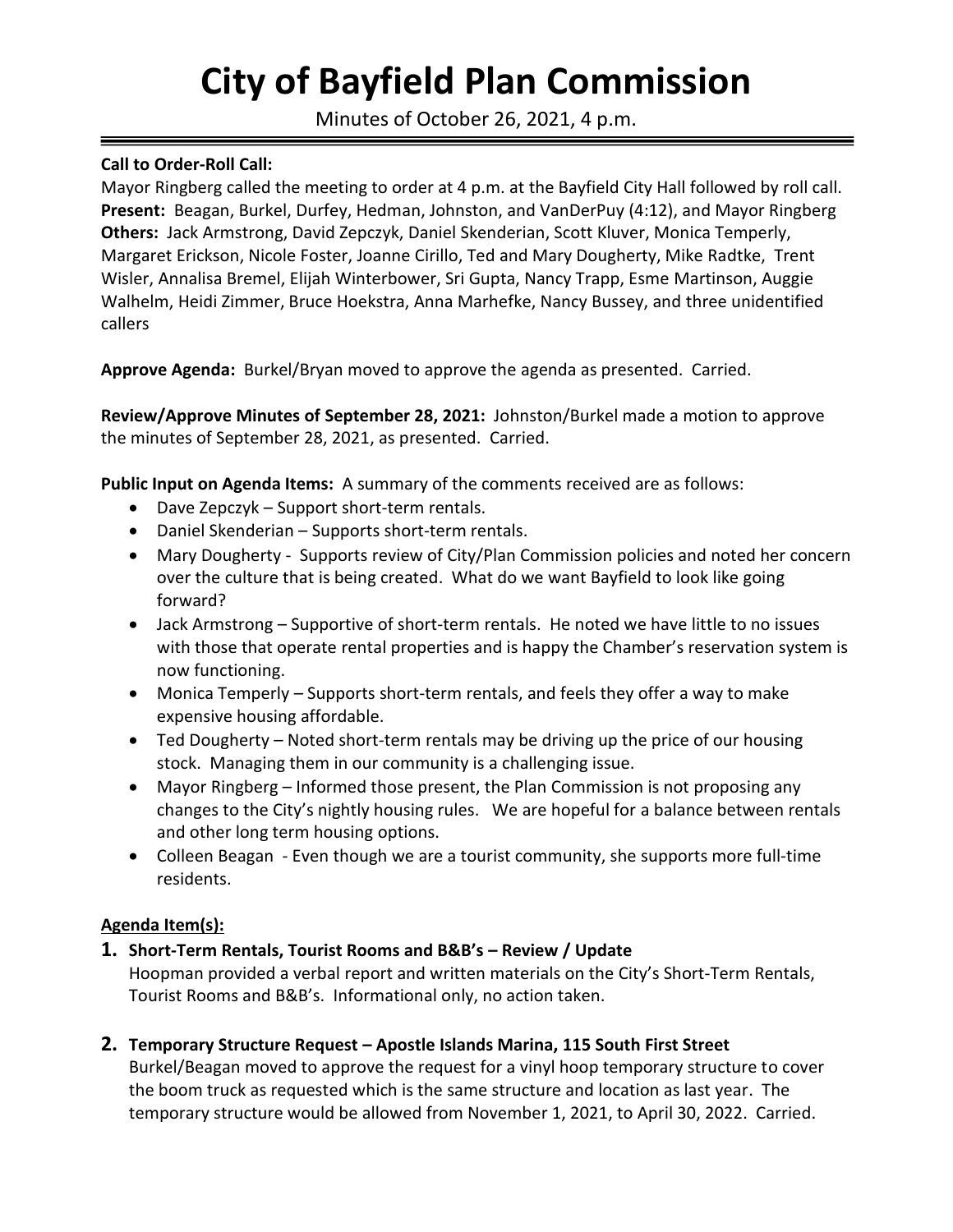# City of Bayfield Plan Commission

Minutes of October 26, 2021, 4 p.m.

**Call to Order-Roll Call:**
Mayor Ringberg called the meeting to order at 4 p.m. at the Bayfield City Hall followed by roll call.
**Present:** Beagan, Burkel, Durfey, Hedman, Johnston, and VanDerPuy (4:12), and Mayor Ringberg
**Others:** Jack Armstrong, David Zepczyk, Daniel Skenderian, Scott Kluver, Monica Temperly, Margaret Erickson, Nicole Foster, Joanne Cirillo, Ted and Mary Dougherty, Mike Radtke, Trent Wisler, Annalisa Bremel, Elijah Winterbower, Sri Gupta, Nancy Trapp, Esme Martinson, Auggie Walhelm, Heidi Zimmer, Bruce Hoekstra, Anna Marhefke, Nancy Bussey, and three unidentified callers

**Approve Agenda:** Burkel/Bryan moved to approve the agenda as presented. Carried.

**Review/Approve Minutes of September 28, 2021:** Johnston/Burkel made a motion to approve the minutes of September 28, 2021, as presented. Carried.

**Public Input on Agenda Items:** A summary of the comments received are as follows:

- Dave Zepczyk – Support short-term rentals.
- Daniel Skenderian – Supports short-term rentals.
- Mary Dougherty - Supports review of City/Plan Commission policies and noted her concern over the culture that is being created. What do we want Bayfield to look like going forward?
- Jack Armstrong – Supportive of short-term rentals. He noted we have little to no issues with those that operate rental properties and is happy the Chamber's reservation system is now functioning.
- Monica Temperly – Supports short-term rentals, and feels they offer a way to make expensive housing affordable.
- Ted Dougherty – Noted short-term rentals may be driving up the price of our housing stock. Managing them in our community is a challenging issue.
- Mayor Ringberg – Informed those present, the Plan Commission is not proposing any changes to the City's nightly housing rules. We are hopeful for a balance between rentals and other long term housing options.
- Colleen Beagan - Even though we are a tourist community, she supports more full-time residents.

**Agenda Item(s):**

**1. Short-Term Rentals, Tourist Rooms and B&B's – Review / Update**
Hoopman provided a verbal report and written materials on the City's Short-Term Rentals, Tourist Rooms and B&B's. Informational only, no action taken.

**2. Temporary Structure Request – Apostle Islands Marina, 115 South First Street**
Burkel/Beagan moved to approve the request for a vinyl hoop temporary structure to cover the boom truck as requested which is the same structure and location as last year. The temporary structure would be allowed from November 1, 2021, to April 30, 2022. Carried.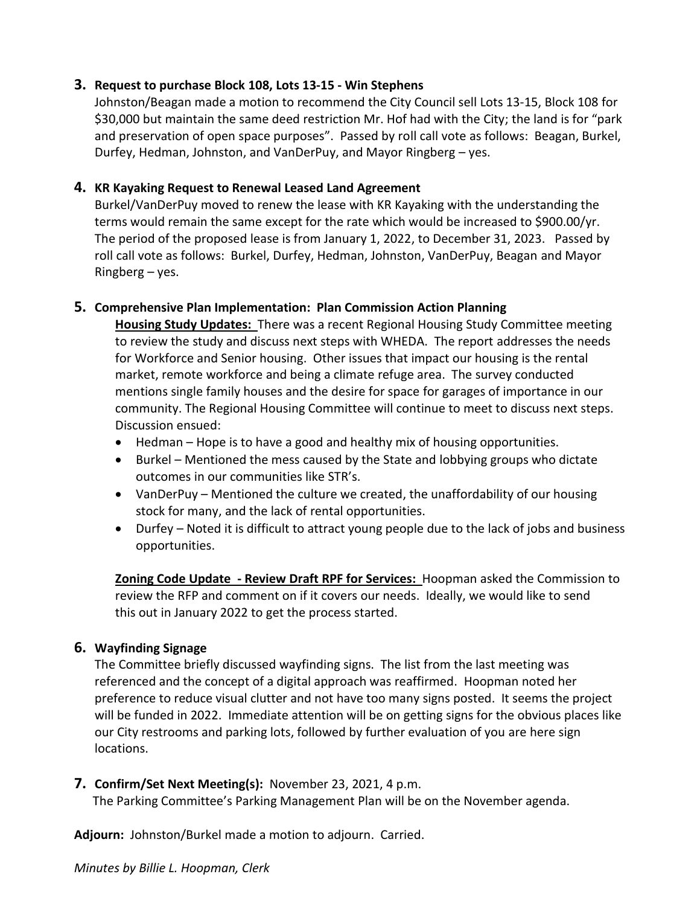**3. Request to purchase Block 108, Lots 13-15 - Win Stephens**

Johnston/Beagan made a motion to recommend the City Council sell Lots 13-15, Block 108 for $30,000 but maintain the same deed restriction Mr. Hof had with the City; the land is for "park and preservation of open space purposes". Passed by roll call vote as follows: Beagan, Burkel, Durfey, Hedman, Johnston, and VanDerPuy, and Mayor Ringberg – yes.

**4. KR Kayaking Request to Renewal Leased Land Agreement**

Burkel/VanDerPuy moved to renew the lease with KR Kayaking with the understanding the terms would remain the same except for the rate which would be increased to $900.00/yr. The period of the proposed lease is from January 1, 2022, to December 31, 2023. Passed by roll call vote as follows: Burkel, Durfey, Hedman, Johnston, VanDerPuy, Beagan and Mayor Ringberg – yes.

**5. Comprehensive Plan Implementation: Plan Commission Action Planning**

**Housing Study Updates:** There was a recent Regional Housing Study Committee meeting to review the study and discuss next steps with WHEDA. The report addresses the needs for Workforce and Senior housing. Other issues that impact our housing is the rental market, remote workforce and being a climate refuge area. The survey conducted mentions single family houses and the desire for space for garages of importance in our community. The Regional Housing Committee will continue to meet to discuss next steps. Discussion ensued:

- Hedman – Hope is to have a good and healthy mix of housing opportunities.
- Burkel – Mentioned the mess caused by the State and lobbying groups who dictate outcomes in our communities like STR's.
- VanDerPuy – Mentioned the culture we created, the unaffordability of our housing stock for many, and the lack of rental opportunities.
- Durfey – Noted it is difficult to attract young people due to the lack of jobs and business opportunities.

**Zoning Code Update - Review Draft RPF for Services:** Hoopman asked the Commission to review the RFP and comment on if it covers our needs. Ideally, we would like to send this out in January 2022 to get the process started.

**6. Wayfinding Signage**

The Committee briefly discussed wayfinding signs. The list from the last meeting was referenced and the concept of a digital approach was reaffirmed. Hoopman noted her preference to reduce visual clutter and not have too many signs posted. It seems the project will be funded in 2022. Immediate attention will be on getting signs for the obvious places like our City restrooms and parking lots, followed by further evaluation of you are here sign locations.

**7. Confirm/Set Next Meeting(s):** November 23, 2021, 4 p.m.

The Parking Committee's Parking Management Plan will be on the November agenda.

**Adjourn:** Johnston/Burkel made a motion to adjourn. Carried.

*Minutes by Billie L. Hoopman, Clerk*